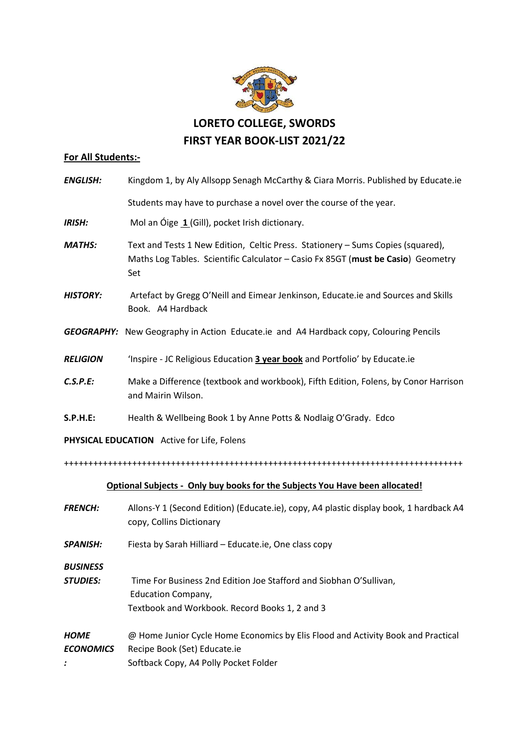# LORETO COLLEGE, SWORDS
# FIRST YEAR BOOK-LIST 2021/22

**For All Students:-**

***ENGLISH:*** Kingdom 1, by Aly Allsopp Senagh McCarthy & Ciara Morris. Published by Educate.ie

Students may have to purchase a novel over the course of the year.

***IRISH:*** Mol an Óige **1** (Gill), pocket Irish dictionary.

***MATHS:*** Text and Tests 1 New Edition, Celtic Press. Stationery – Sums Copies (squared), Maths Log Tables. Scientific Calculator – Casio Fx 85GT (**must be Casio**) Geometry Set

***HISTORY:*** Artefact by Gregg O'Neill and Eimear Jenkinson, Educate.ie and Sources and Skills Book. A4 Hardback

***GEOGRAPHY:*** New Geography in Action Educate.ie and A4 Hardback copy, Colouring Pencils

***RELIGION*** 'Inspire - JC Religious Education **3 year book** and Portfolio' by Educate.ie

***C.S.P.E:*** Make a Difference (textbook and workbook), Fifth Edition, Folens, by Conor Harrison and Mairin Wilson.

**S.P.H.E:** Health & Wellbeing Book 1 by Anne Potts & Nodlaig O'Grady. Edco

**PHYSICAL EDUCATION** Active for Life, Folens

++++++++++++++++++++++++++++++++++++++++++++++++++++++++++++++++++++++++++++++++++

**Optional Subjects - Only buy books for the Subjects You have been allocated!**

***FRENCH:*** Allons-Y 1 (Second Edition) (Educate.ie), copy, A4 plastic display book, 1 hardback A4 copy, Collins Dictionary

***SPANISH:*** Fiesta by Sarah Hilliard – Educate.ie, One class copy

***BUSINESS STUDIES:*** Time For Business 2nd Edition Joe Stafford and Siobhan O'Sullivan, Education Company,
Textbook and Workbook. Record Books 1, 2 and 3

***HOME ECONOMICS:*** @ Home Junior Cycle Home Economics by Elis Flood and Activity Book and Practical Recipe Book (Set) Educate.ie
Softback Copy, A4 Polly Pocket Folder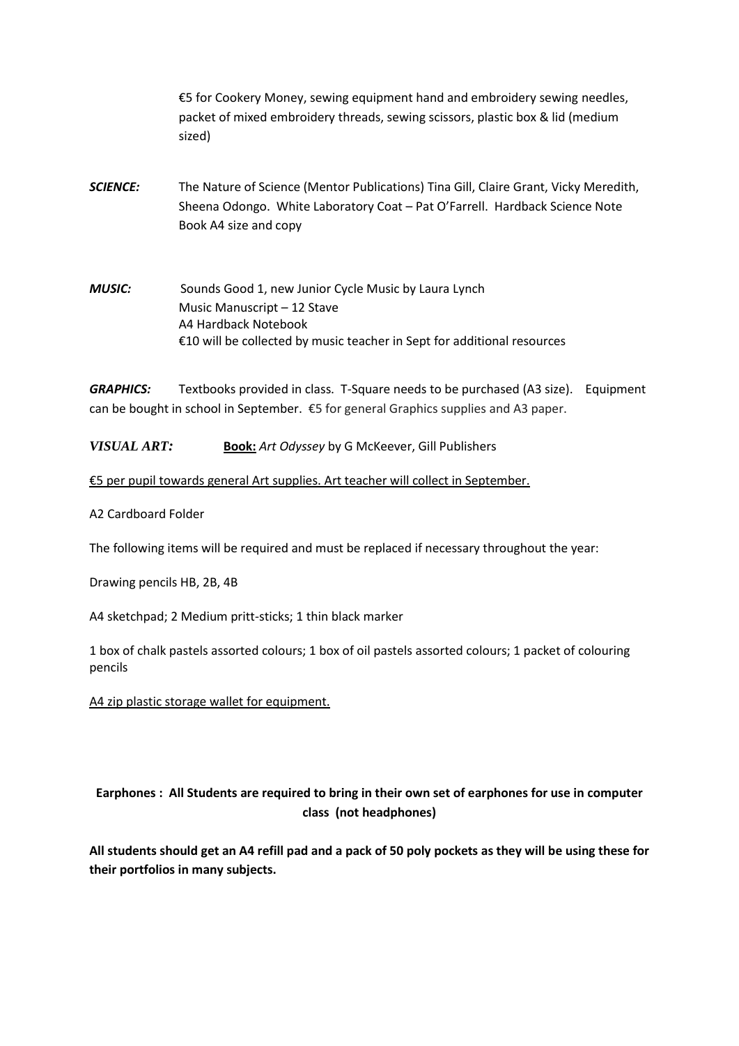€5 for Cookery Money, sewing equipment hand and embroidery sewing needles, packet of mixed embroidery threads, sewing scissors, plastic box & lid (medium sized)

***SCIENCE:*** The Nature of Science (Mentor Publications) Tina Gill, Claire Grant, Vicky Meredith, Sheena Odongo. White Laboratory Coat – Pat O'Farrell. Hardback Science Note Book A4 size and copy

***MUSIC:*** Sounds Good 1, new Junior Cycle Music by Laura Lynch
Music Manuscript – 12 Stave
A4 Hardback Notebook
€10 will be collected by music teacher in Sept for additional resources

***GRAPHICS:*** Textbooks provided in class. T-Square needs to be purchased (A3 size). Equipment can be bought in school in September. €5 for general Graphics supplies and A3 paper.

***VISUAL ART:*** **Book:** *Art Odyssey* by G McKeever, Gill Publishers

€5 per pupil towards general Art supplies. Art teacher will collect in September.

A2 Cardboard Folder

The following items will be required and must be replaced if necessary throughout the year:

Drawing pencils HB, 2B, 4B

A4 sketchpad; 2 Medium pritt-sticks; 1 thin black marker

1 box of chalk pastels assorted colours; 1 box of oil pastels assorted colours; 1 packet of colouring pencils

A4 zip plastic storage wallet for equipment.

**Earphones : All Students are required to bring in their own set of earphones for use in computer class (not headphones)**

**All students should get an A4 refill pad and a pack of 50 poly pockets as they will be using these for their portfolios in many subjects.**